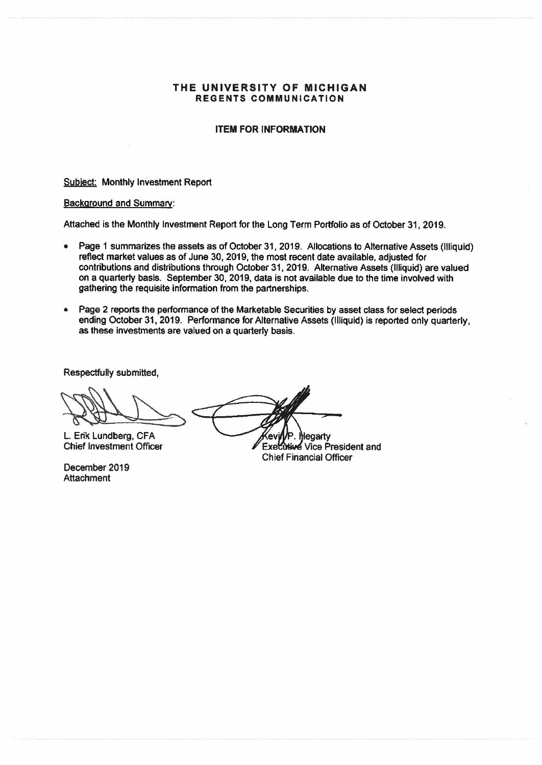# THE UNIVERSITY OF MICHIGAN
## REGENTS COMMUNICATION

### ITEM FOR INFORMATION

Subject: Monthly Investment Report

Background and Summary:

Attached is the Monthly Investment Report for the Long Term Portfolio as of October 31, 2019.

- Page 1 summarizes the assets as of October 31, 2019. Allocations to Alternative Assets (Illiquid) reflect market values as of June 30, 2019, the most recent date available, adjusted for contributions and distributions through October 31, 2019. Alternative Assets (Illiquid) are valued on a quarterly basis. September 30, 2019, data is not available due to the time involved with gathering the requisite information from the partnerships.
- Page 2 reports the performance of the Marketable Securities by asset class for select periods ending October 31, 2019. Performance for Alternative Assets (Illiquid) is reported only quarterly, as these investments are valued on a quarterly basis.

Respectfully submitted,

L. Erik Lundberg, CFA
Chief Investment Officer

Kevin P. Hegarty
Executive Vice President and
Chief Financial Officer

December 2019
Attachment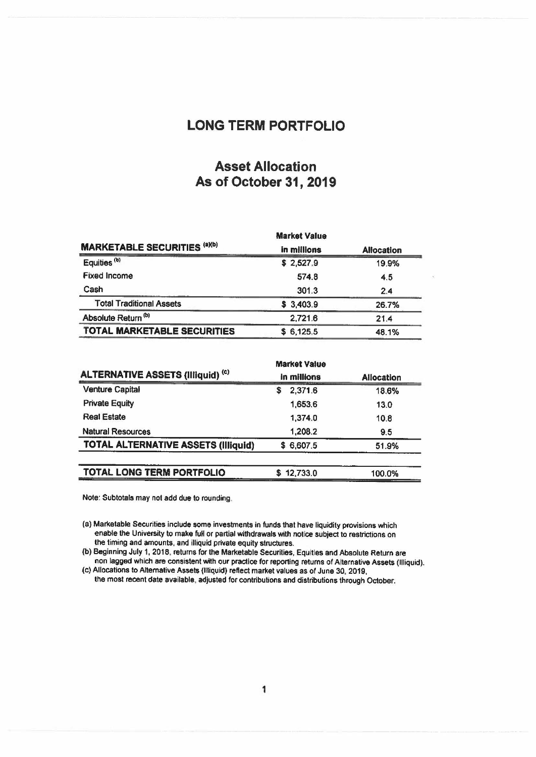# LONG TERM PORTFOLIO

## Asset Allocation
## As of October 31, 2019

| MARKETABLE SECURITIES [a][b] | Market Value in millions | Allocation |
|---|---|---|
| Equities [b] | $ 2,527.9 | 19.9% |
| Fixed Income | 574.8 | 4.5 |
| Cash | 301.3 | 2.4 |
| Total Traditional Assets | $ 3,403.9 | 26.7% |
| Absolute Return [b] | 2,721.6 | 21.4 |
| **TOTAL MARKETABLE SECURITIES** | **$ 6,125.5** | **48.1%** |

| ALTERNATIVE ASSETS (Illiquid) [c] | Market Value in millions | Allocation |
|---|---|---|
| Venture Capital | $ 2,371.6 | 18.6% |
| Private Equity | 1,653.6 | 13.0 |
| Real Estate | 1,374.0 | 10.8 |
| Natural Resources | 1,208.2 | 9.5 |
| **TOTAL ALTERNATIVE ASSETS (Illiquid)** | **$ 6,607.5** | **51.9%** |
| | | |
| **TOTAL LONG TERM PORTFOLIO** | **$ 12,733.0** | **100.0%** |

Note: Subtotals may not add due to rounding.

(a) Marketable Securities include some investments in funds that have liquidity provisions which enable the University to make full or partial withdrawals with notice subject to restrictions on the timing and amounts, and illiquid private equity structures.

(b) Beginning July 1, 2018, returns for the Marketable Securities, Equities and Absolute Return are non lagged which are consistent with our practice for reporting returns of Alternative Assets (Illiquid).

(c) Allocations to Alternative Assets (Illiquid) reflect market values as of June 30, 2019, the most recent date available, adjusted for contributions and distributions through October.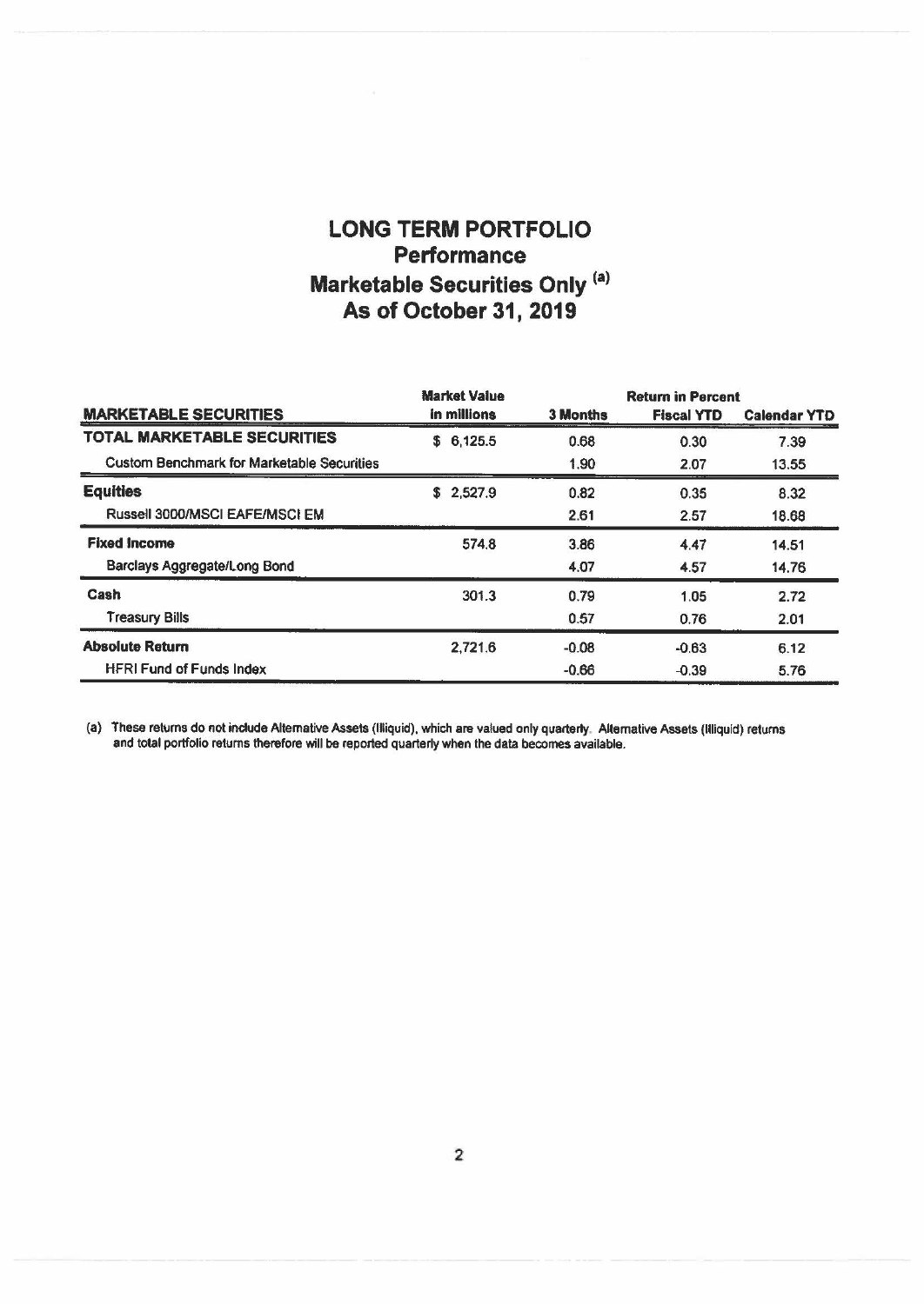# LONG TERM PORTFOLIO
## Performance
## Marketable Securities Only (a)
## As of October 31, 2019

| MARKETABLE SECURITIES | Market Value in millions | Return in Percent 3 Months | Fiscal YTD | Calendar YTD |
|---|---|---|---|---|
| **TOTAL MARKETABLE SECURITIES** | $ 6,125.5 | 0.68 | 0.30 | 7.39 |
| Custom Benchmark for Marketable Securities | | 1.90 | 2.07 | 13.55 |
| **Equities** | $ 2,527.9 | 0.82 | 0.35 | 8.32 |
| Russell 3000/MSCI EAFE/MSCI EM | | 2.61 | 2.57 | 18.68 |
| **Fixed Income** | 574.8 | 3.86 | 4.47 | 14.51 |
| Barclays Aggregate/Long Bond | | 4.07 | 4.57 | 14.76 |
| **Cash** | 301.3 | 0.79 | 1.05 | 2.72 |
| Treasury Bills | | 0.57 | 0.76 | 2.01 |
| **Absolute Return** | 2,721.6 | -0.08 | -0.63 | 6.12 |
| HFRI Fund of Funds Index | | -0.66 | -0.39 | 5.76 |

(a) These returns do not include Alternative Assets (Illiquid), which are valued only quarterly. Alternative Assets (Illiquid) returns and total portfolio returns therefore will be reported quarterly when the data becomes available.